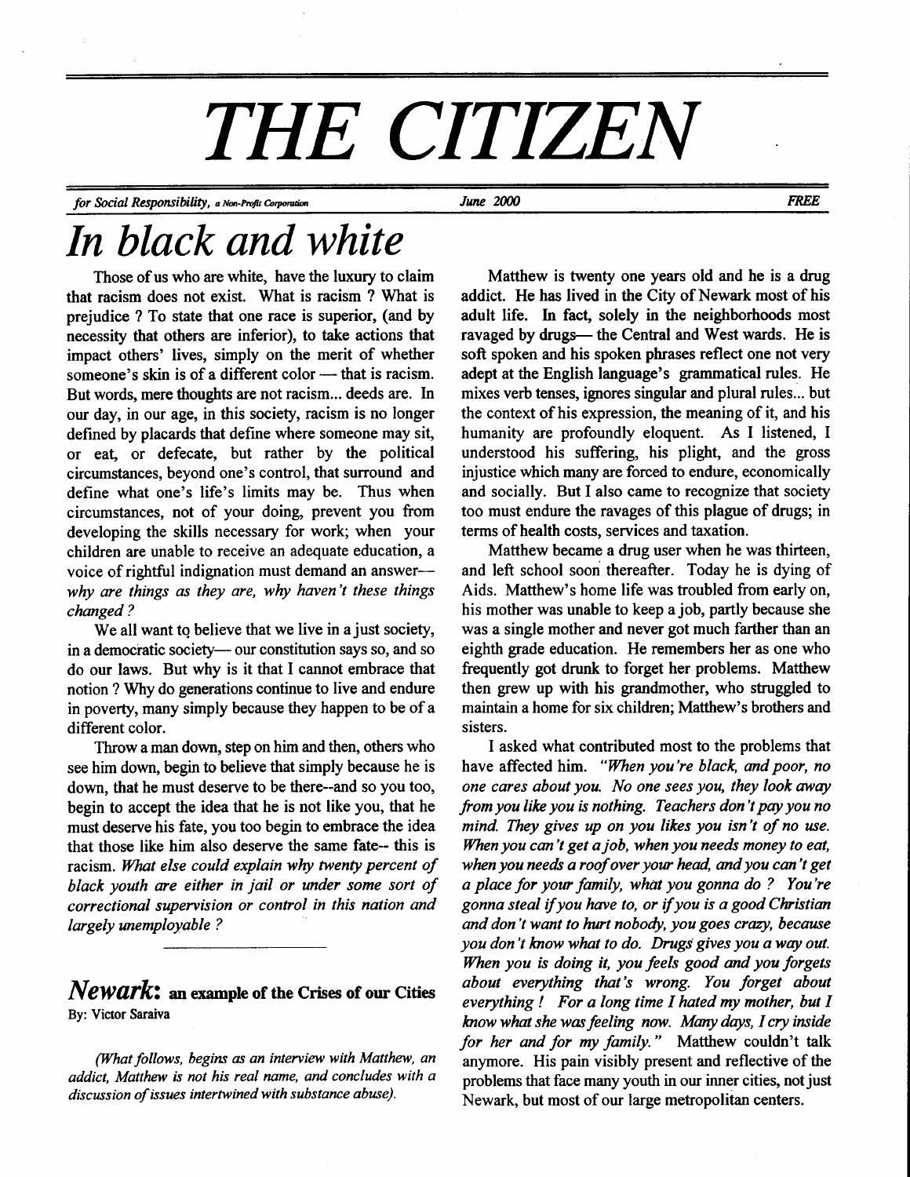# THE CITIZEN

*for Social Responsibility, a Non-Profit Corporation* — *June 2000* — *FREE*

# *In black and white*

Those of us who are white, have the luxury to claim that racism does not exist. What is racism ? What is prejudice ? To state that one race is superior, (and by necessity that others are inferior), to take actions that impact others' lives, simply on the merit of whether someone's skin is of a different color — that is racism. But words, mere thoughts are not racism... deeds are. In our day, in our age, in this society, racism is no longer defined by placards that define where someone may sit, or eat, or defecate, but rather by the political circumstances, beyond one's control, that surround and define what one's life's limits may be. Thus when circumstances, not of your doing, prevent you from developing the skills necessary for work; when your children are unable to receive an adequate education, a voice of rightful indignation must demand an answer— *why are things as they are, why haven't these things changed ?*

We all want to believe that we live in a just society, in a democratic society— our constitution says so, and so do our laws. But why is it that I cannot embrace that notion ? Why do generations continue to live and endure in poverty, many simply because they happen to be of a different color.

Throw a man down, step on him and then, others who see him down, begin to believe that simply because he is down, that he must deserve to be there--and so you too, begin to accept the idea that he is not like you, that he must deserve his fate, you too begin to embrace the idea that those like him also deserve the same fate-- this is racism. *What else could explain why twenty percent of black youth are either in jail or under some sort of correctional supervision or control in this nation and largely unemployable ?*

## *Newark:* an example of the Crises of our Cities

By: Victor Saraiva

*(What follows, begins as an interview with Matthew, an addict, Matthew is not his real name, and concludes with a discussion of issues intertwined with substance abuse).*

Matthew is twenty one years old and he is a drug addict. He has lived in the City of Newark most of his adult life. In fact, solely in the neighborhoods most ravaged by drugs— the Central and West wards. He is soft spoken and his spoken phrases reflect one not very adept at the English language's grammatical rules. He mixes verb tenses, ignores singular and plural rules... but the context of his expression, the meaning of it, and his humanity are profoundly eloquent. As I listened, I understood his suffering, his plight, and the gross injustice which many are forced to endure, economically and socially. But I also came to recognize that society too must endure the ravages of this plague of drugs; in terms of health costs, services and taxation.

Matthew became a drug user when he was thirteen, and left school soon thereafter. Today he is dying of Aids. Matthew's home life was troubled from early on, his mother was unable to keep a job, partly because she was a single mother and never got much farther than an eighth grade education. He remembers her as one who frequently got drunk to forget her problems. Matthew then grew up with his grandmother, who struggled to maintain a home for six children; Matthew's brothers and sisters.

I asked what contributed most to the problems that have affected him. *"When you're black, and poor, no one cares about you. No one sees you, they look away from you like you is nothing. Teachers don't pay you no mind. They gives up on you likes you isn't of no use. When you can't get a job, when you needs money to eat, when you needs a roof over your head, and you can't get a place for your family, what you gonna do ? You're gonna steal if you have to, or if you is a good Christian and don't want to hurt nobody, you goes crazy, because you don't know what to do. Drugs gives you a way out. When you is doing it, you feels good and you forgets about everything that's wrong. You forget about everything ! For a long time I hated my mother, but I know what she was feeling now. Many days, I cry inside for her and for my family."* Matthew couldn't talk anymore. His pain visibly present and reflective of the problems that face many youth in our inner cities, not just Newark, but most of our large metropolitan centers.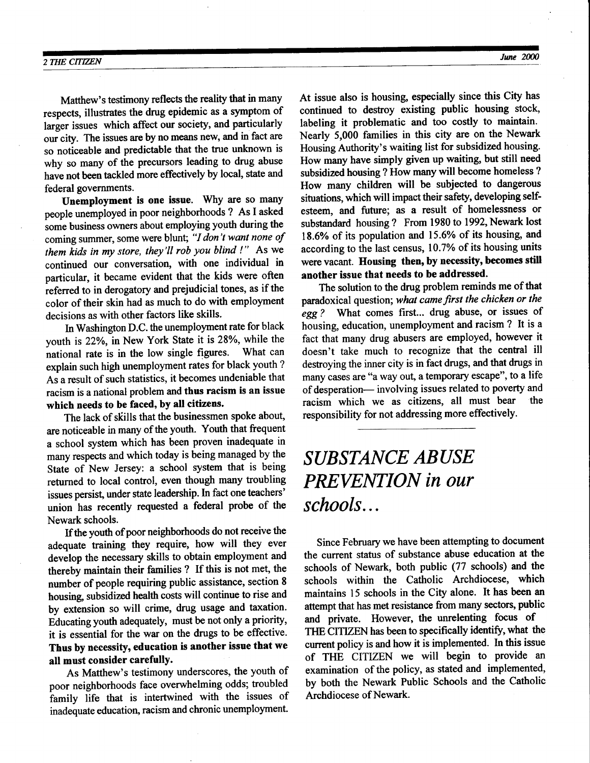Matthew's testimony reflects the reality that in many respects, illustrates the drug epidemic as a symptom of larger issues which affect our society, and particularly our city. The issues are by no means new, and in fact are so noticeable and predictable that the true unknown is why so many of the precursors leading to drug abuse have not been tackled more effectively by local, state and federal governments.

**Unemployment is one issue.** Why are so many people unemployed in poor neighborhoods ? As I asked some business owners about employing youth during the coming summer, some were blunt; *"I don't want none of them kids in my store, they'll rob you blind !"* As we continued our conversation, with one individual in particular, it became evident that the kids were often referred to in derogatory and prejudicial tones, as if the color of their skin had as much to do with employment decisions as with other factors like skills.

In Washington D.C. the unemployment rate for black youth is 22%, in New York State it is 28%, while the national rate is in the low single figures. What can explain such high unemployment rates for black youth ? As a result of such statistics, it becomes undeniable that racism is a national problem and **thus racism is an issue which needs to be faced, by all citizens.**

The lack of skills that the businessmen spoke about, are noticeable in many of the youth. Youth that frequent a school system which has been proven inadequate in many respects and which today is being managed by the State of New Jersey: a school system that is being returned to local control, even though many troubling issues persist, under state leadership. In fact one teachers' union has recently requested a federal probe of the Newark schools.

If the youth of poor neighborhoods do not receive the adequate training they require, how will they ever develop the necessary skills to obtain employment and thereby maintain their families ? If this is not met, the number of people requiring public assistance, section 8 housing, subsidized health costs will continue to rise and by extension so will crime, drug usage and taxation. Educating youth adequately, must be not only a priority, it is essential for the war on the drugs to be effective. **Thus by necessity, education is another issue that we all must consider carefully.**

As Matthew's testimony underscores, the youth of poor neighborhoods face overwhelming odds; troubled family life that is intertwined with the issues of inadequate education, racism and chronic unemployment. At issue also is housing, especially since this City has continued to destroy existing public housing stock, labeling it problematic and too costly to maintain. Nearly 5,000 families in this city are on the Newark Housing Authority's waiting list for subsidized housing. How many have simply given up waiting, but still need subsidized housing ? How many will become homeless ? How many children will be subjected to dangerous situations, which will impact their safety, developing self-esteem, and future; as a result of homelessness or substandard housing ? From 1980 to 1992, Newark lost 18.6% of its population and 15.6% of its housing, and according to the last census, 10.7% of its housing units were vacant. **Housing then, by necessity, becomes still another issue that needs to be addressed.**

The solution to the drug problem reminds me of that paradoxical question; *what came first the chicken or the egg ?* What comes first... drug abuse, or issues of housing, education, unemployment and racism ? It is a fact that many drug abusers are employed, however it doesn't take much to recognize that the central ill destroying the inner city is in fact drugs, and that drugs in many cases are "a way out, a temporary escape", to a life of desperation— involving issues related to poverty and racism which we as citizens, all must bear the responsibility for not addressing more effectively.

---

# *SUBSTANCE ABUSE PREVENTION in our schools...*

Since February we have been attempting to document the current status of substance abuse education at the schools of Newark, both public (77 schools) and the schools within the Catholic Archdiocese, which maintains 15 schools in the City alone. It has been an attempt that has met resistance from many sectors, public and private. However, the unrelenting focus of THE CITIZEN has been to specifically identify, what the current policy is and how it is implemented. In this issue of THE CITIZEN we will begin to provide an examination of the policy, as stated and implemented, by both the Newark Public Schools and the Catholic Archdiocese of Newark.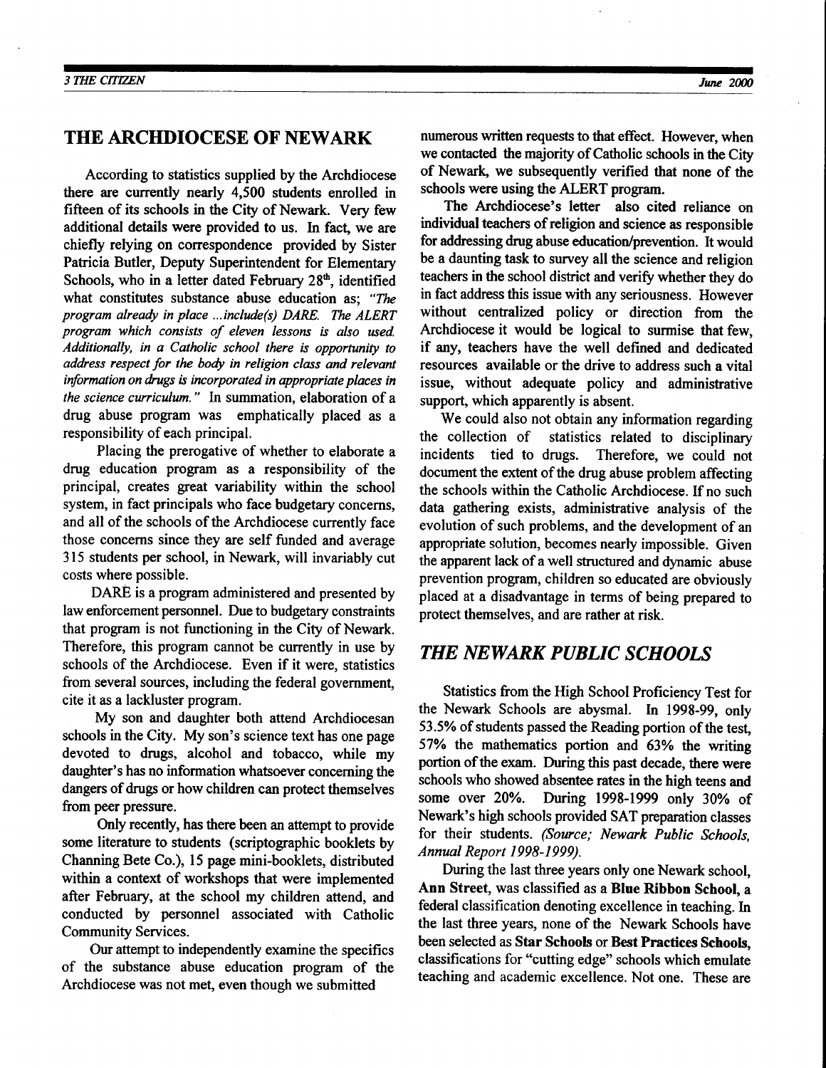## THE ARCHDIOCESE OF NEWARK

According to statistics supplied by the Archdiocese there are currently nearly 4,500 students enrolled in fifteen of its schools in the City of Newark. Very few additional details were provided to us. In fact, we are chiefly relying on correspondence provided by Sister Patricia Butler, Deputy Superintendent for Elementary Schools, who in a letter dated February 28th, identified what constitutes substance abuse education as; *"The program already in place ...include(s) DARE. The ALERT program which consists of eleven lessons is also used. Additionally, in a Catholic school there is opportunity to address respect for the body in religion class and relevant information on drugs is incorporated in appropriate places in the science curriculum."* In summation, elaboration of a drug abuse program was emphatically placed as a responsibility of each principal.

Placing the prerogative of whether to elaborate a drug education program as a responsibility of the principal, creates great variability within the school system, in fact principals who face budgetary concerns, and all of the schools of the Archdiocese currently face those concerns since they are self funded and average 315 students per school, in Newark, will invariably cut costs where possible.

DARE is a program administered and presented by law enforcement personnel. Due to budgetary constraints that program is not functioning in the City of Newark. Therefore, this program cannot be currently in use by schools of the Archdiocese. Even if it were, statistics from several sources, including the federal government, cite it as a lackluster program.

My son and daughter both attend Archdiocesan schools in the City. My son's science text has one page devoted to drugs, alcohol and tobacco, while my daughter's has no information whatsoever concerning the dangers of drugs or how children can protect themselves from peer pressure.

Only recently, has there been an attempt to provide some literature to students (scriptographic booklets by Channing Bete Co.), 15 page mini-booklets, distributed within a context of workshops that were implemented after February, at the school my children attend, and conducted by personnel associated with Catholic Community Services.

Our attempt to independently examine the specifics of the substance abuse education program of the Archdiocese was not met, even though we submitted numerous written requests to that effect. However, when we contacted the majority of Catholic schools in the City of Newark, we subsequently verified that none of the schools were using the ALERT program.

The Archdiocese's letter also cited reliance on individual teachers of religion and science as responsible for addressing drug abuse education/prevention. It would be a daunting task to survey all the science and religion teachers in the school district and verify whether they do in fact address this issue with any seriousness. However without centralized policy or direction from the Archdiocese it would be logical to surmise that few, if any, teachers have the well defined and dedicated resources available or the drive to address such a vital issue, without adequate policy and administrative support, which apparently is absent.

We could also not obtain any information regarding the collection of statistics related to disciplinary incidents tied to drugs. Therefore, we could not document the extent of the drug abuse problem affecting the schools within the Catholic Archdiocese. If no such data gathering exists, administrative analysis of the evolution of such problems, and the development of an appropriate solution, becomes nearly impossible. Given the apparent lack of a well structured and dynamic abuse prevention program, children so educated are obviously placed at a disadvantage in terms of being prepared to protect themselves, and are rather at risk.

## *THE NEWARK PUBLIC SCHOOLS*

Statistics from the High School Proficiency Test for the Newark Schools are abysmal. In 1998-99, only 53.5% of students passed the Reading portion of the test, 57% the mathematics portion and 63% the writing portion of the exam. During this past decade, there were schools who showed absentee rates in the high teens and some over 20%. During 1998-1999 only 30% of Newark's high schools provided SAT preparation classes for their students. *(Source; Newark Public Schools, Annual Report 1998-1999).*

During the last three years only one Newark school, **Ann Street**, was classified as a **Blue Ribbon School**, a federal classification denoting excellence in teaching. In the last three years, none of the Newark Schools have been selected as **Star Schools** or **Best Practices Schools**, classifications for "cutting edge" schools which emulate teaching and academic excellence. Not one. These are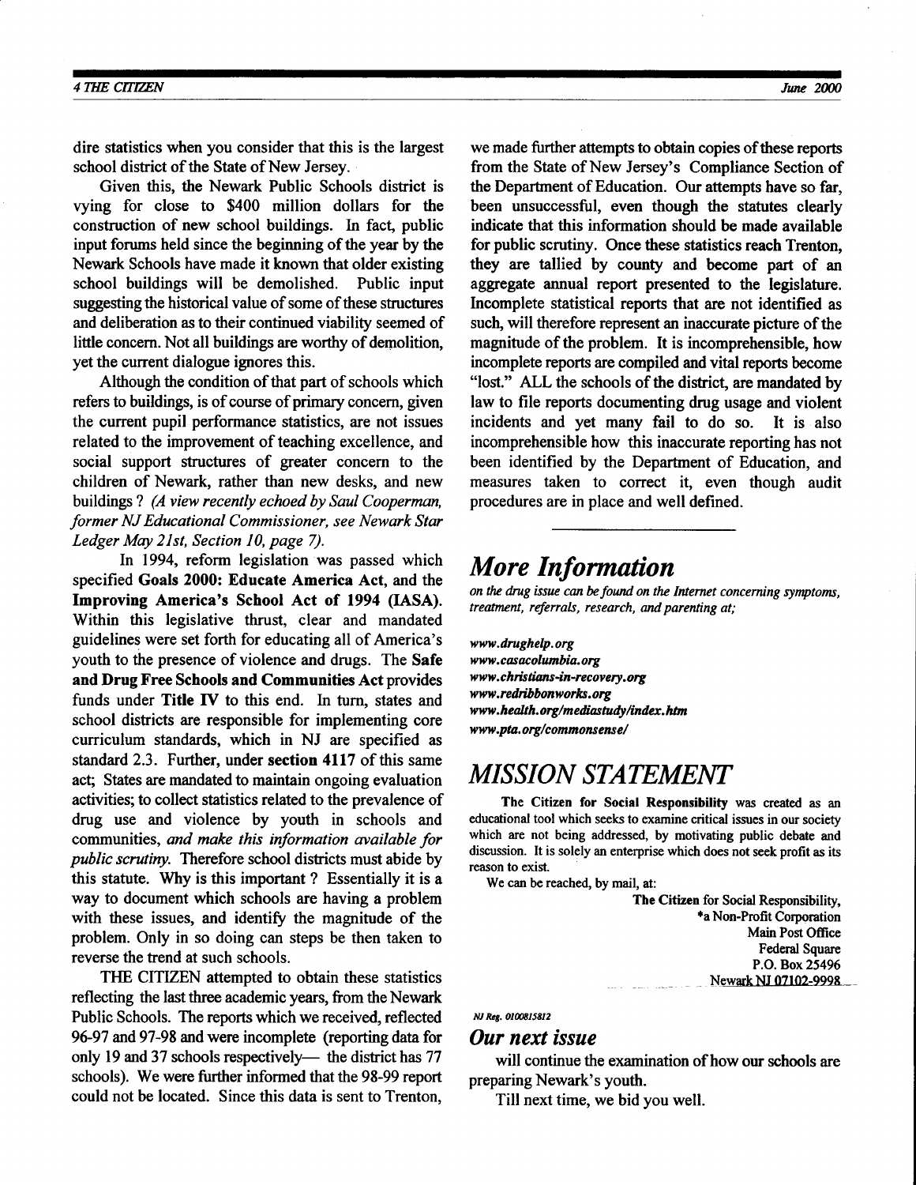dire statistics when you consider that this is the largest school district of the State of New Jersey.

Given this, the Newark Public Schools district is vying for close to $400 million dollars for the construction of new school buildings. In fact, public input forums held since the beginning of the year by the Newark Schools have made it known that older existing school buildings will be demolished. Public input suggesting the historical value of some of these structures and deliberation as to their continued viability seemed of little concern. Not all buildings are worthy of demolition, yet the current dialogue ignores this.

Although the condition of that part of schools which refers to buildings, is of course of primary concern, given the current pupil performance statistics, are not issues related to the improvement of teaching excellence, and social support structures of greater concern to the children of Newark, rather than new desks, and new buildings ? *(A view recently echoed by Saul Cooperman, former NJ Educational Commissioner, see Newark Star Ledger May 21st, Section 10, page 7).*

In 1994, reform legislation was passed which specified **Goals 2000: Educate America Act**, and the **Improving America's School Act of 1994 (IASA).** Within this legislative thrust, clear and mandated guidelines were set forth for educating all of America's youth to the presence of violence and drugs. The **Safe and Drug Free Schools and Communities Act** provides funds under **Title IV** to this end. In turn, states and school districts are responsible for implementing core curriculum standards, which in NJ are specified as standard 2.3. Further, **under section 4117** of this same act; States are mandated to maintain ongoing evaluation activities; to collect statistics related to the prevalence of drug use and violence by youth in schools and communities, *and make this information available for public scrutiny.* Therefore school districts must abide by this statute. Why is this important ? Essentially it is a way to document which schools are having a problem with these issues, and identify the magnitude of the problem. Only in so doing can steps be then taken to reverse the trend at such schools.

THE CITIZEN attempted to obtain these statistics reflecting the last three academic years, from the Newark Public Schools. The reports which we received, reflected 96-97 and 97-98 and were incomplete (reporting data for only 19 and 37 schools respectively— the district has 77 schools). We were further informed that the 98-99 report could not be located. Since this data is sent to Trenton, we made further attempts to obtain copies of these reports from the State of New Jersey's Compliance Section of the Department of Education. Our attempts have so far, been unsuccessful, even though the statutes clearly indicate that this information should be made available for public scrutiny. Once these statistics reach Trenton, they are tallied by county and become part of an aggregate annual report presented to the legislature. Incomplete statistical reports that are not identified as such, will therefore represent an inaccurate picture of the magnitude of the problem. It is incomprehensible, how incomplete reports are compiled and vital reports become "lost." ALL the schools of the district, are mandated by law to file reports documenting drug usage and violent incidents and yet many fail to do so. It is also incomprehensible how this inaccurate reporting has not been identified by the Department of Education, and measures taken to correct it, even though audit procedures are in place and well defined.

---

## *More Information*

*on the drug issue can be found on the Internet concerning symptoms, treatment, referrals, research, and parenting at;*

*www.drughelp.org*
*www.casacolumbia.org*
*www.christians-in-recovery.org*
*www.redribbonworks.org*
*www.health.org/mediastudy/index.htm*
*www.pta.org/commonsense/*

## *MISSION STATEMENT*

**The Citizen for Social Responsibility** was created as an educational tool which seeks to examine critical issues in our society which are not being addressed, by motivating public debate and discussion. It is solely an enterprise which does not seek profit as its reason to exist.

We can be reached, by mail, at:

**The Citizen** for Social Responsibility,
*a Non-Profit Corporation
Main Post Office
Federal Square
P.O. Box 25496
Newark NJ 07102-9998

*NJ Reg. 0100815812*

### *Our next issue*

will continue the examination of how our schools are preparing Newark's youth.

Till next time, we bid you well.